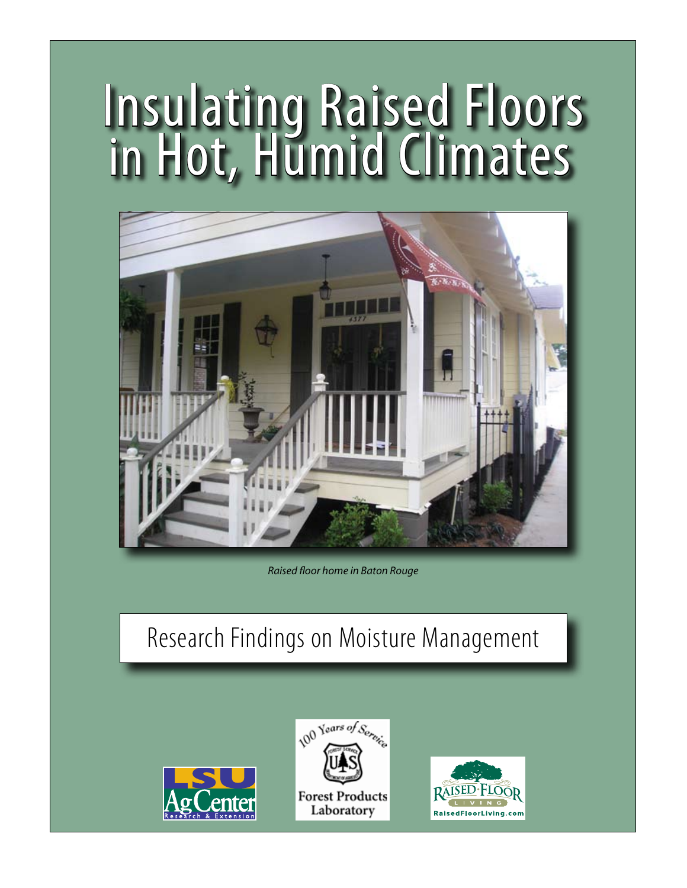# Insulating Raised Floors in Hot, Humid Climates

*Raised floor home in Baton Rouge*

## Research Findings on Moisture Management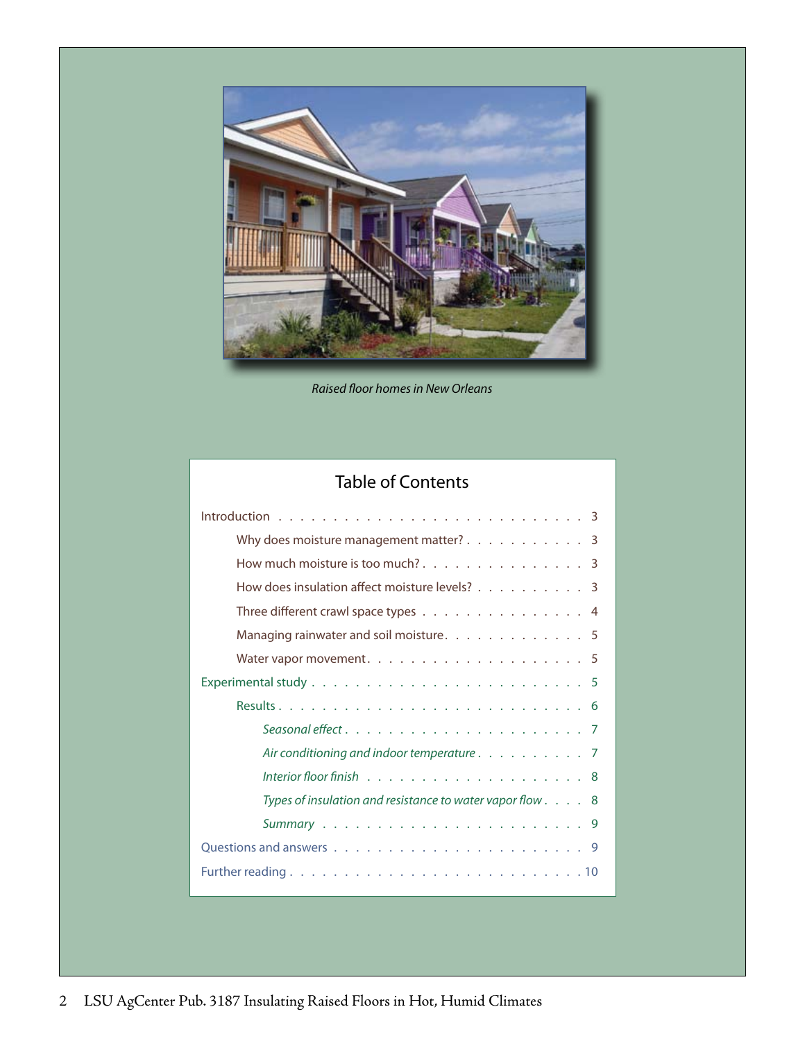*Raised floor homes in New Orleans*

## Table of Contents

- Introduction . . . . . 3
  - Why does moisture management matter? . . . . . 3
  - How much moisture is too much? . . . . . 3
  - How does insulation affect moisture levels? . . . . . 3
  - Three different crawl space types . . . . . 4
  - Managing rainwater and soil moisture . . . . . 5
  - Water vapor movement . . . . . 5
- Experimental study . . . . . 5
  - Results . . . . . 6
    - *Seasonal effect* . . . . . 7
    - *Air conditioning and indoor temperature* . . . . . 7
    - *Interior floor finish* . . . . . 8
    - *Types of insulation and resistance to water vapor flow* . . . . . 8
    - *Summary* . . . . . 9
- Questions and answers . . . . . 9
- Further reading . . . . . 10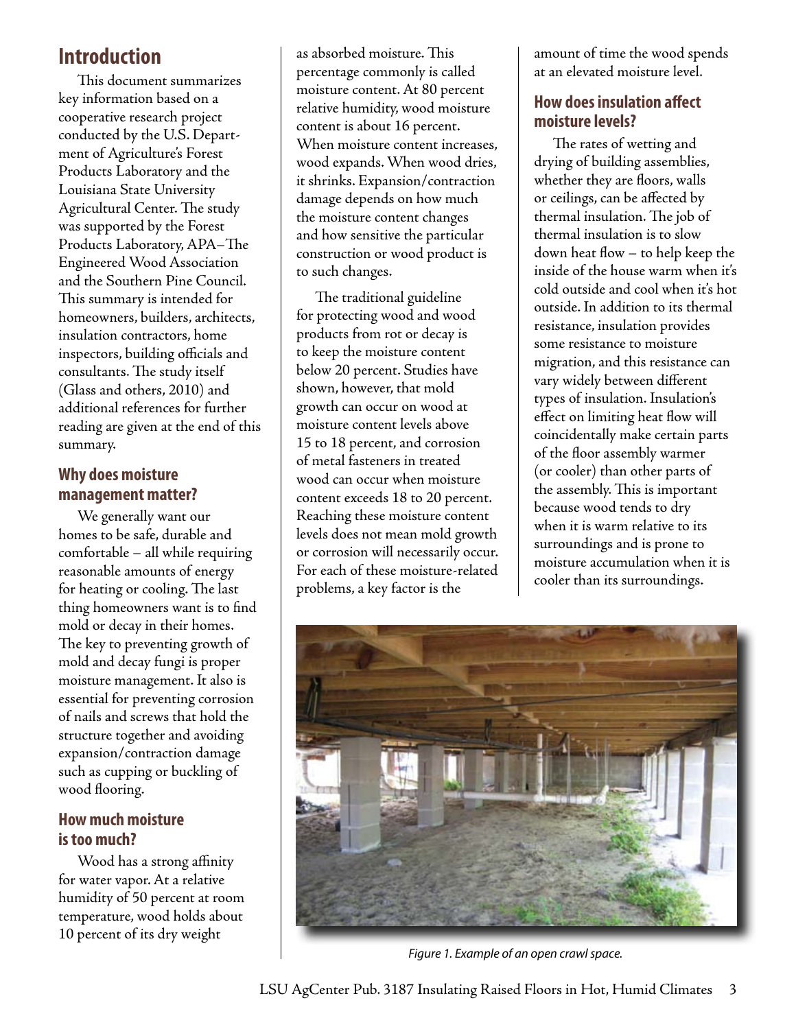## Introduction

This document summarizes key information based on a cooperative research project conducted by the U.S. Department of Agriculture's Forest Products Laboratory and the Louisiana State University Agricultural Center. The study was supported by the Forest Products Laboratory, APA–The Engineered Wood Association and the Southern Pine Council. This summary is intended for homeowners, builders, architects, insulation contractors, home inspectors, building officials and consultants. The study itself (Glass and others, 2010) and additional references for further reading are given at the end of this summary.

### Why does moisture management matter?

We generally want our homes to be safe, durable and comfortable – all while requiring reasonable amounts of energy for heating or cooling. The last thing homeowners want is to find mold or decay in their homes. The key to preventing growth of mold and decay fungi is proper moisture management. It also is essential for preventing corrosion of nails and screws that hold the structure together and avoiding expansion/contraction damage such as cupping or buckling of wood flooring.

### How much moisture is too much?

Wood has a strong affinity for water vapor. At a relative humidity of 50 percent at room temperature, wood holds about 10 percent of its dry weight as absorbed moisture. This percentage commonly is called moisture content. At 80 percent relative humidity, wood moisture content is about 16 percent. When moisture content increases, wood expands. When wood dries, it shrinks. Expansion/contraction damage depends on how much the moisture content changes and how sensitive the particular construction or wood product is to such changes.

The traditional guideline for protecting wood and wood products from rot or decay is to keep the moisture content below 20 percent. Studies have shown, however, that mold growth can occur on wood at moisture content levels above 15 to 18 percent, and corrosion of metal fasteners in treated wood can occur when moisture content exceeds 18 to 20 percent. Reaching these moisture content levels does not mean mold growth or corrosion will necessarily occur. For each of these moisture-related problems, a key factor is the amount of time the wood spends at an elevated moisture level.

### How does insulation affect moisture levels?

The rates of wetting and drying of building assemblies, whether they are floors, walls or ceilings, can be affected by thermal insulation. The job of thermal insulation is to slow down heat flow – to help keep the inside of the house warm when it's cold outside and cool when it's hot outside. In addition to its thermal resistance, insulation provides some resistance to moisture migration, and this resistance can vary widely between different types of insulation. Insulation's effect on limiting heat flow will coincidentally make certain parts of the floor assembly warmer (or cooler) than other parts of the assembly. This is important because wood tends to dry when it is warm relative to its surroundings and is prone to moisture accumulation when it is cooler than its surroundings.

*Figure 1. Example of an open crawl space.*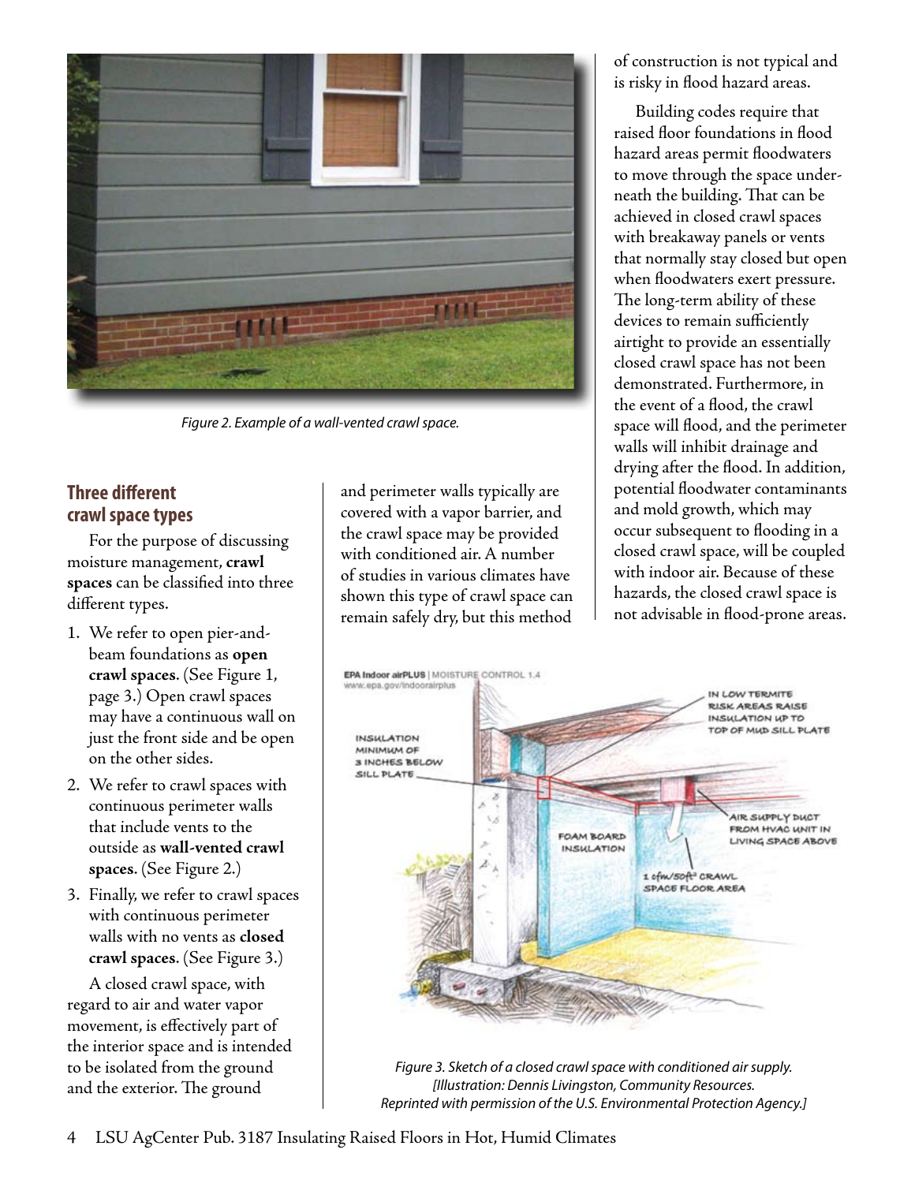Figure 2. Example of a wall-vented crawl space.

## Three different crawl space types

For the purpose of discussing moisture management, **crawl spaces** can be classified into three different types.

1. We refer to open pier-and-beam foundations as **open crawl spaces**. (See Figure 1, page 3.) Open crawl spaces may have a continuous wall on just the front side and be open on the other sides.
2. We refer to crawl spaces with continuous perimeter walls that include vents to the outside as **wall-vented crawl spaces**. (See Figure 2.)
3. Finally, we refer to crawl spaces with continuous perimeter walls with no vents as **closed crawl spaces**. (See Figure 3.)

A closed crawl space, with regard to air and water vapor movement, is effectively part of the interior space and is intended to be isolated from the ground and the exterior. The ground and perimeter walls typically are covered with a vapor barrier, and the crawl space may be provided with conditioned air. A number of studies in various climates have shown this type of crawl space can remain safely dry, but this method of construction is not typical and is risky in flood hazard areas.

Building codes require that raised floor foundations in flood hazard areas permit floodwaters to move through the space underneath the building. That can be achieved in closed crawl spaces with breakaway panels or vents that normally stay closed but open when floodwaters exert pressure. The long-term ability of these devices to remain sufficiently airtight to provide an essentially closed crawl space has not been demonstrated. Furthermore, in the event of a flood, the crawl space will flood, and the perimeter walls will inhibit drainage and drying after the flood. In addition, potential floodwater contaminants and mold growth, which may occur subsequent to flooding in a closed crawl space, will be coupled with indoor air. Because of these hazards, the closed crawl space is not advisable in flood-prone areas.

*Figure 3. Sketch of a closed crawl space with conditioned air supply. [Illustration: Dennis Livingston, Community Resources. Reprinted with permission of the U.S. Environmental Protection Agency.]*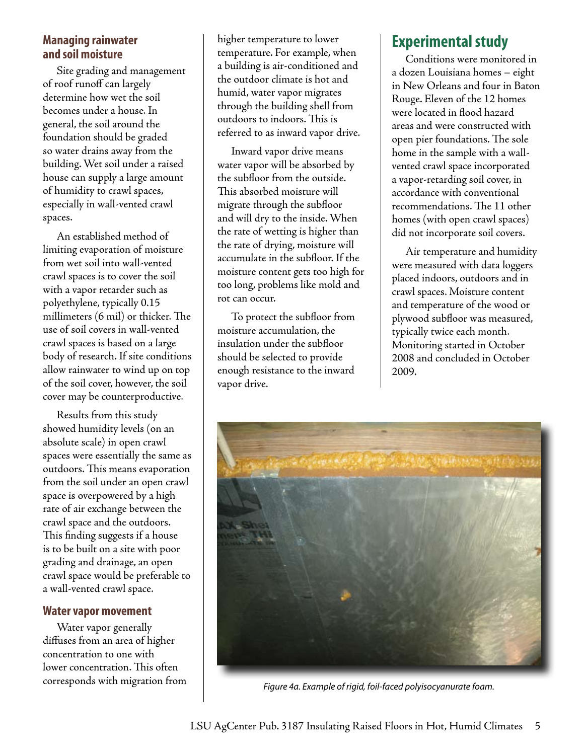### Managing rainwater and soil moisture

Site grading and management of roof runoff can largely determine how wet the soil becomes under a house. In general, the soil around the foundation should be graded so water drains away from the building. Wet soil under a raised house can supply a large amount of humidity to crawl spaces, especially in wall-vented crawl spaces.

An established method of limiting evaporation of moisture from wet soil into wall-vented crawl spaces is to cover the soil with a vapor retarder such as polyethylene, typically 0.15 millimeters (6 mil) or thicker. The use of soil covers in wall-vented crawl spaces is based on a large body of research. If site conditions allow rainwater to wind up on top of the soil cover, however, the soil cover may be counterproductive.

Results from this study showed humidity levels (on an absolute scale) in open crawl spaces were essentially the same as outdoors. This means evaporation from the soil under an open crawl space is overpowered by a high rate of air exchange between the crawl space and the outdoors. This finding suggests if a house is to be built on a site with poor grading and drainage, an open crawl space would be preferable to a wall-vented crawl space.

### Water vapor movement

Water vapor generally diffuses from an area of higher concentration to one with lower concentration. This often corresponds with migration from higher temperature to lower temperature. For example, when a building is air-conditioned and the outdoor climate is hot and humid, water vapor migrates through the building shell from outdoors to indoors. This is referred to as inward vapor drive.

Inward vapor drive means water vapor will be absorbed by the subfloor from the outside. This absorbed moisture will migrate through the subfloor and will dry to the inside. When the rate of wetting is higher than the rate of drying, moisture will accumulate in the subfloor. If the moisture content gets too high for too long, problems like mold and rot can occur.

To protect the subfloor from moisture accumulation, the insulation under the subfloor should be selected to provide enough resistance to the inward vapor drive.

## Experimental study

Conditions were monitored in a dozen Louisiana homes – eight in New Orleans and four in Baton Rouge. Eleven of the 12 homes were located in flood hazard areas and were constructed with open pier foundations. The sole home in the sample with a wall-vented crawl space incorporated a vapor-retarding soil cover, in accordance with conventional recommendations. The 11 other homes (with open crawl spaces) did not incorporate soil covers.

Air temperature and humidity were measured with data loggers placed indoors, outdoors and in crawl spaces. Moisture content and temperature of the wood or plywood subfloor was measured, typically twice each month. Monitoring started in October 2008 and concluded in October 2009.

*Figure 4a. Example of rigid, foil-faced polyisocyanurate foam.*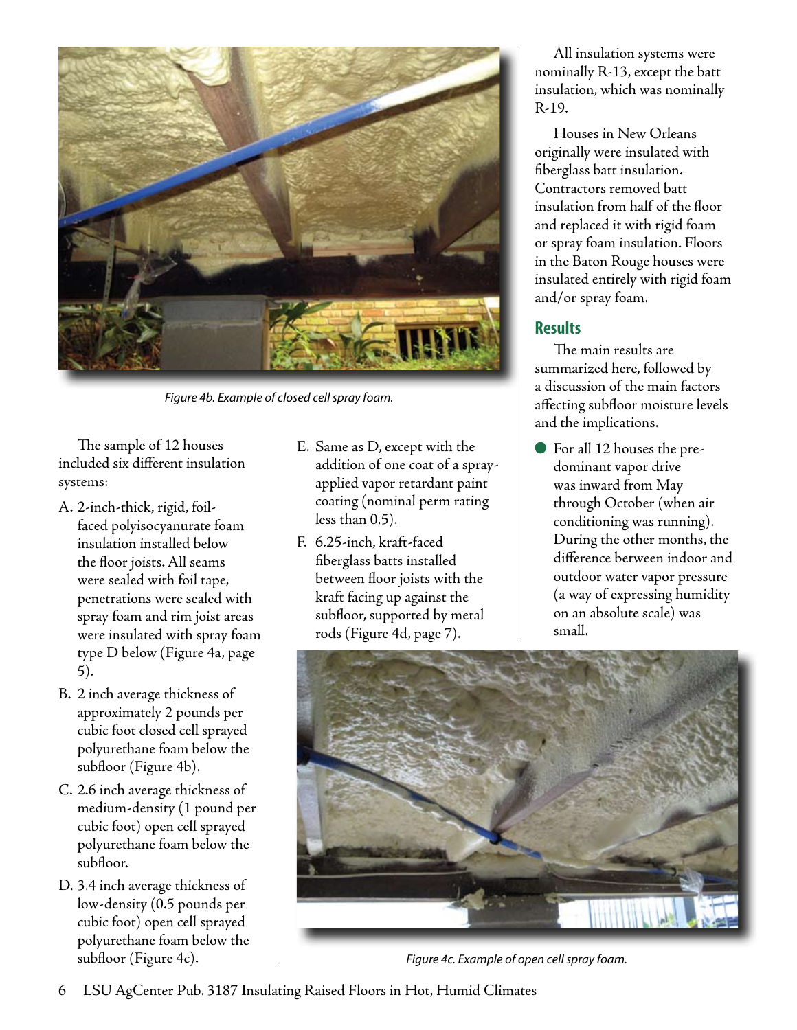Figure 4b. Example of closed cell spray foam.

The sample of 12 houses included six different insulation systems:

A. 2-inch-thick, rigid, foil-faced polyisocyanurate foam insulation installed below the floor joists. All seams were sealed with foil tape, penetrations were sealed with spray foam and rim joist areas were insulated with spray foam type D below (Figure 4a, page 5).

B. 2 inch average thickness of approximately 2 pounds per cubic foot closed cell sprayed polyurethane foam below the subfloor (Figure 4b).

C. 2.6 inch average thickness of medium-density (1 pound per cubic foot) open cell sprayed polyurethane foam below the subfloor.

D. 3.4 inch average thickness of low-density (0.5 pounds per cubic foot) open cell sprayed polyurethane foam below the subfloor (Figure 4c).

E. Same as D, except with the addition of one coat of a spray-applied vapor retardant paint coating (nominal perm rating less than 0.5).

F. 6.25-inch, kraft-faced fiberglass batts installed between floor joists with the kraft facing up against the subfloor, supported by metal rods (Figure 4d, page 7).

All insulation systems were nominally R-13, except the batt insulation, which was nominally R-19.

Houses in New Orleans originally were insulated with fiberglass batt insulation. Contractors removed batt insulation from half of the floor and replaced it with rigid foam or spray foam insulation. Floors in the Baton Rouge houses were insulated entirely with rigid foam and/or spray foam.

## Results

The main results are summarized here, followed by a discussion of the main factors affecting subfloor moisture levels and the implications.

- For all 12 houses the predominant vapor drive was inward from May through October (when air conditioning was running). During the other months, the difference between indoor and outdoor water vapor pressure (a way of expressing humidity on an absolute scale) was small.

Figure 4c. Example of open cell spray foam.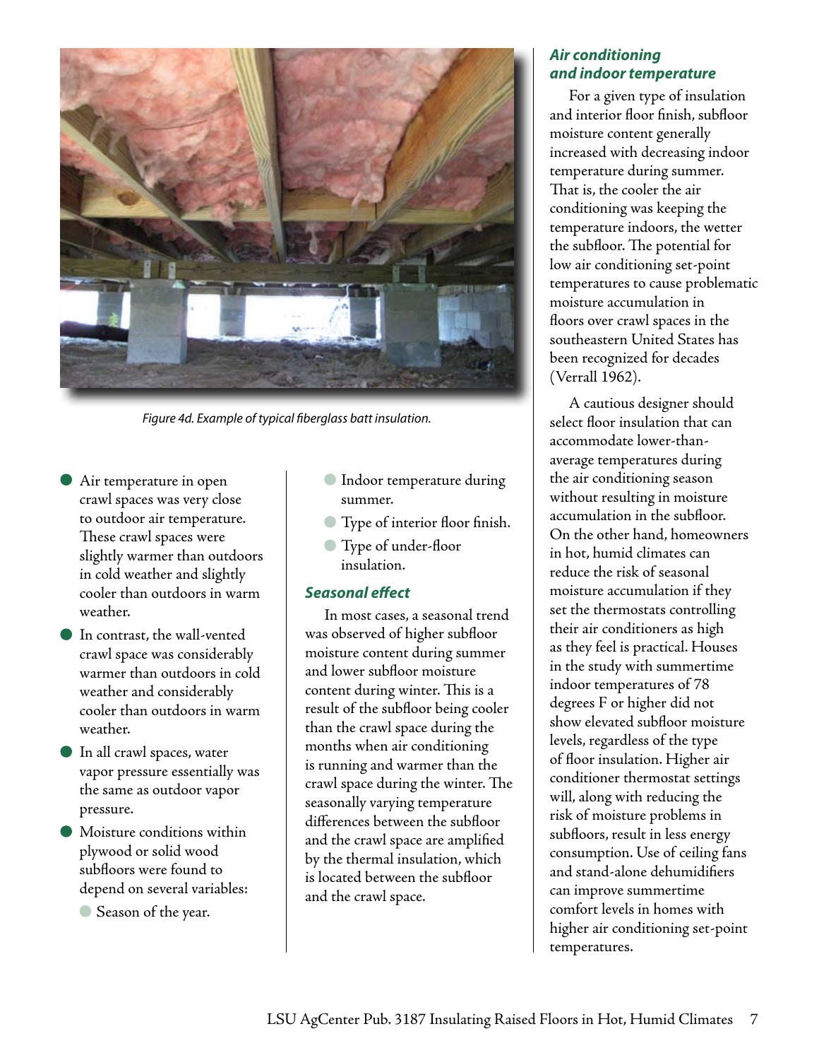*Figure 4d. Example of typical fiberglass batt insulation.*

- Air temperature in open crawl spaces was very close to outdoor air temperature. These crawl spaces were slightly warmer than outdoors in cold weather and slightly cooler than outdoors in warm weather.
- In contrast, the wall-vented crawl space was considerably warmer than outdoors in cold weather and considerably cooler than outdoors in warm weather.
- In all crawl spaces, water vapor pressure essentially was the same as outdoor vapor pressure.
- Moisture conditions within plywood or solid wood subfloors were found to depend on several variables:
  - Season of the year.
  - Indoor temperature during summer.
  - Type of interior floor finish.
  - Type of under-floor insulation.

### *Seasonal effect*

In most cases, a seasonal trend was observed of higher subfloor moisture content during summer and lower subfloor moisture content during winter. This is a result of the subfloor being cooler than the crawl space during the months when air conditioning is running and warmer than the crawl space during the winter. The seasonally varying temperature differences between the subfloor and the crawl space are amplified by the thermal insulation, which is located between the subfloor and the crawl space.

### *Air conditioning and indoor temperature*

For a given type of insulation and interior floor finish, subfloor moisture content generally increased with decreasing indoor temperature during summer. That is, the cooler the air conditioning was keeping the temperature indoors, the wetter the subfloor. The potential for low air conditioning set-point temperatures to cause problematic moisture accumulation in floors over crawl spaces in the southeastern United States has been recognized for decades (Verrall 1962).

A cautious designer should select floor insulation that can accommodate lower-than-average temperatures during the air conditioning season without resulting in moisture accumulation in the subfloor. On the other hand, homeowners in hot, humid climates can reduce the risk of seasonal moisture accumulation if they set the thermostats controlling their air conditioners as high as they feel is practical. Houses in the study with summertime indoor temperatures of 78 degrees F or higher did not show elevated subfloor moisture levels, regardless of the type of floor insulation. Higher air conditioner thermostat settings will, along with reducing the risk of moisture problems in subfloors, result in less energy consumption. Use of ceiling fans and stand-alone dehumidifiers can improve summertime comfort levels in homes with higher air conditioning set-point temperatures.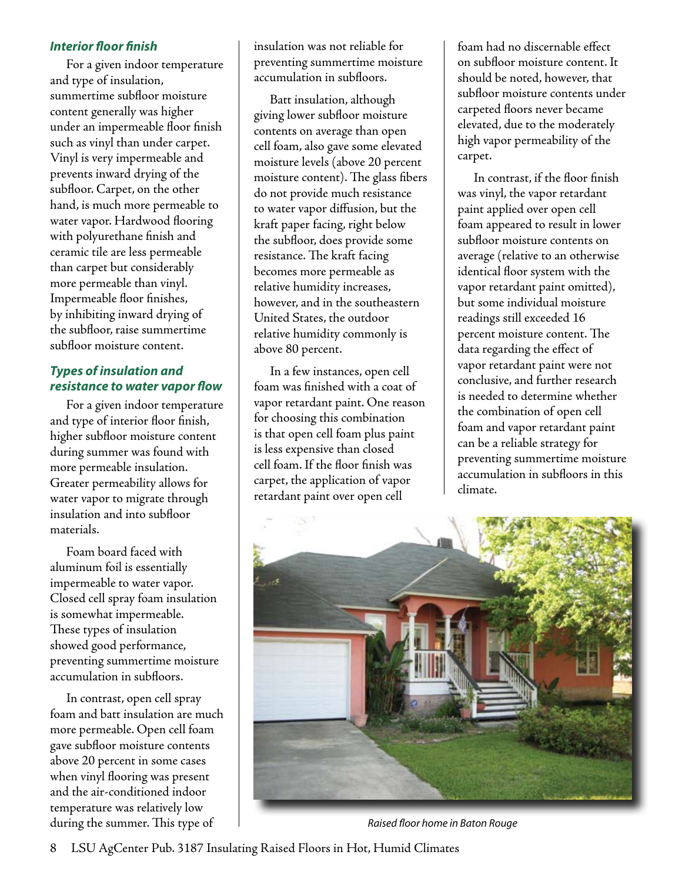### *Interior floor finish*

For a given indoor temperature and type of insulation, summertime subfloor moisture content generally was higher under an impermeable floor finish such as vinyl than under carpet. Vinyl is very impermeable and prevents inward drying of the subfloor. Carpet, on the other hand, is much more permeable to water vapor. Hardwood flooring with polyurethane finish and ceramic tile are less permeable than carpet but considerably more permeable than vinyl. Impermeable floor finishes, by inhibiting inward drying of the subfloor, raise summertime subfloor moisture content.

### *Types of insulation and resistance to water vapor flow*

For a given indoor temperature and type of interior floor finish, higher subfloor moisture content during summer was found with more permeable insulation. Greater permeability allows for water vapor to migrate through insulation and into subfloor materials.

Foam board faced with aluminum foil is essentially impermeable to water vapor. Closed cell spray foam insulation is somewhat impermeable. These types of insulation showed good performance, preventing summertime moisture accumulation in subfloors.

In contrast, open cell spray foam and batt insulation are much more permeable. Open cell foam gave subfloor moisture contents above 20 percent in some cases when vinyl flooring was present and the air-conditioned indoor temperature was relatively low during the summer. This type of insulation was not reliable for preventing summertime moisture accumulation in subfloors.

Batt insulation, although giving lower subfloor moisture contents on average than open cell foam, also gave some elevated moisture levels (above 20 percent moisture content). The glass fibers do not provide much resistance to water vapor diffusion, but the kraft paper facing, right below the subfloor, does provide some resistance. The kraft facing becomes more permeable as relative humidity increases, however, and in the southeastern United States, the outdoor relative humidity commonly is above 80 percent.

In a few instances, open cell foam was finished with a coat of vapor retardant paint. One reason for choosing this combination is that open cell foam plus paint is less expensive than closed cell foam. If the floor finish was carpet, the application of vapor retardant paint over open cell foam had no discernable effect on subfloor moisture content. It should be noted, however, that subfloor moisture contents under carpeted floors never became elevated, due to the moderately high vapor permeability of the carpet.

In contrast, if the floor finish was vinyl, the vapor retardant paint applied over open cell foam appeared to result in lower subfloor moisture contents on average (relative to an otherwise identical floor system with the vapor retardant paint omitted), but some individual moisture readings still exceeded 16 percent moisture content. The data regarding the effect of vapor retardant paint were not conclusive, and further research is needed to determine whether the combination of open cell foam and vapor retardant paint can be a reliable strategy for preventing summertime moisture accumulation in subfloors in this climate.

*Raised floor home in Baton Rouge*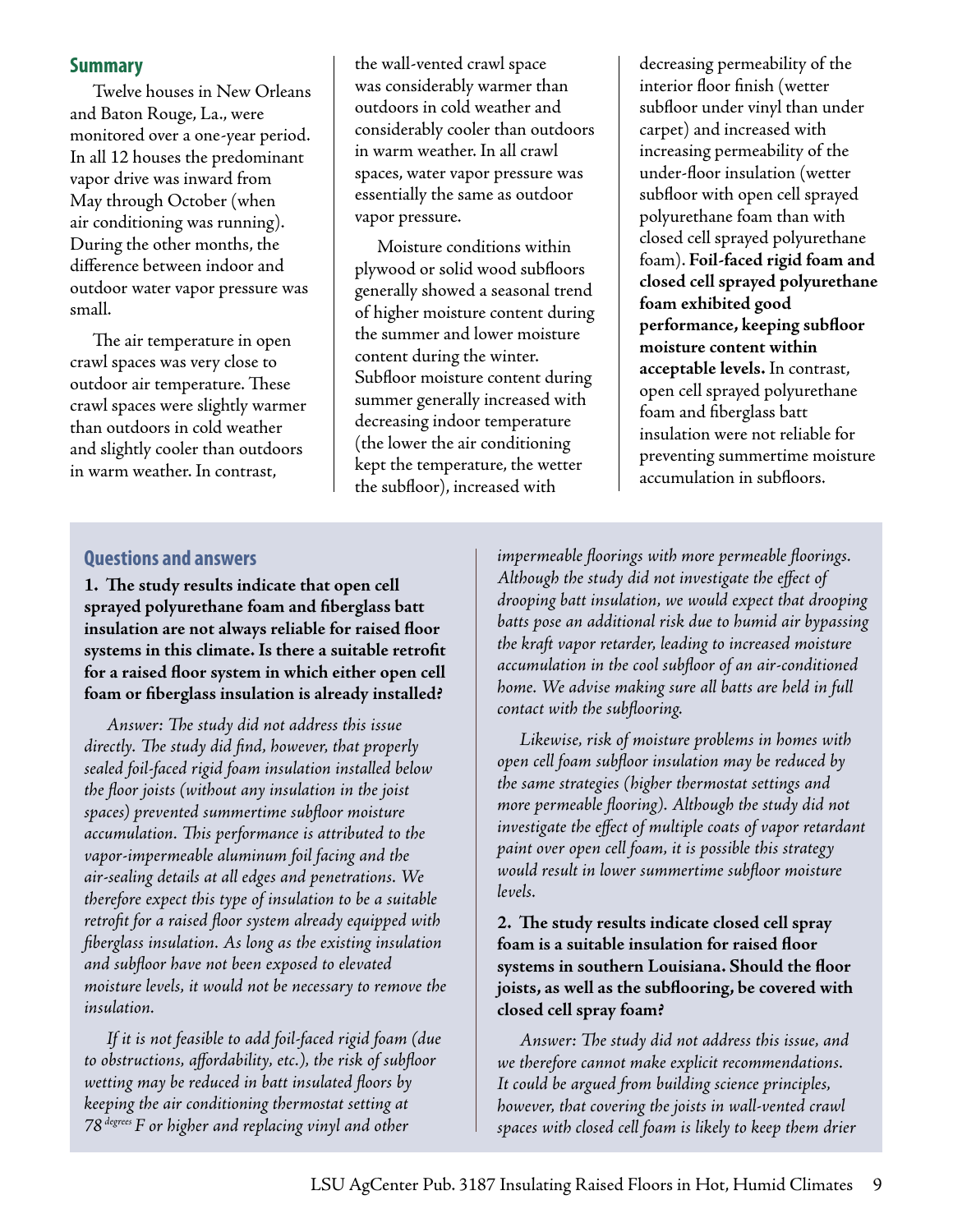## Summary

Twelve houses in New Orleans and Baton Rouge, La., were monitored over a one-year period. In all 12 houses the predominant vapor drive was inward from May through October (when air conditioning was running). During the other months, the difference between indoor and outdoor water vapor pressure was small.

The air temperature in open crawl spaces was very close to outdoor air temperature. These crawl spaces were slightly warmer than outdoors in cold weather and slightly cooler than outdoors in warm weather. In contrast, the wall-vented crawl space was considerably warmer than outdoors in cold weather and considerably cooler than outdoors in warm weather. In all crawl spaces, water vapor pressure was essentially the same as outdoor vapor pressure.

Moisture conditions within plywood or solid wood subfloors generally showed a seasonal trend of higher moisture content during the summer and lower moisture content during the winter. Subfloor moisture content during summer generally increased with decreasing indoor temperature (the lower the air conditioning kept the temperature, the wetter the subfloor), increased with decreasing permeability of the interior floor finish (wetter subfloor under vinyl than under carpet) and increased with increasing permeability of the under-floor insulation (wetter subfloor with open cell sprayed polyurethane foam than with closed cell sprayed polyurethane foam). **Foil-faced rigid foam and closed cell sprayed polyurethane foam exhibited good performance, keeping subfloor moisture content within acceptable levels.** In contrast, open cell sprayed polyurethane foam and fiberglass batt insulation were not reliable for preventing summertime moisture accumulation in subfloors.

## Questions and answers

**1. The study results indicate that open cell sprayed polyurethane foam and fiberglass batt insulation are not always reliable for raised floor systems in this climate. Is there a suitable retrofit for a raised floor system in which either open cell foam or fiberglass insulation is already installed?**

*Answer: The study did not address this issue directly. The study did find, however, that properly sealed foil-faced rigid foam insulation installed below the floor joists (without any insulation in the joist spaces) prevented summertime subfloor moisture accumulation. This performance is attributed to the vapor-impermeable aluminum foil facing and the air-sealing details at all edges and penetrations. We therefore expect this type of insulation to be a suitable retrofit for a raised floor system already equipped with fiberglass insulation. As long as the existing insulation and subfloor have not been exposed to elevated moisture levels, it would not be necessary to remove the insulation.*

*If it is not feasible to add foil-faced rigid foam (due to obstructions, affordability, etc.), the risk of subfloor wetting may be reduced in batt insulated floors by keeping the air conditioning thermostat setting at 78 degrees F or higher and replacing vinyl and other impermeable floorings with more permeable floorings. Although the study did not investigate the effect of drooping batt insulation, we would expect that drooping batts pose an additional risk due to humid air bypassing the kraft vapor retarder, leading to increased moisture accumulation in the cool subfloor of an air-conditioned home. We advise making sure all batts are held in full contact with the subflooring.*

*Likewise, risk of moisture problems in homes with open cell foam subfloor insulation may be reduced by the same strategies (higher thermostat settings and more permeable flooring). Although the study did not investigate the effect of multiple coats of vapor retardant paint over open cell foam, it is possible this strategy would result in lower summertime subfloor moisture levels.*

**2. The study results indicate closed cell spray foam is a suitable insulation for raised floor systems in southern Louisiana. Should the floor joists, as well as the subflooring, be covered with closed cell spray foam?**

*Answer: The study did not address this issue, and we therefore cannot make explicit recommendations. It could be argued from building science principles, however, that covering the joists in wall-vented crawl spaces with closed cell foam is likely to keep them drier*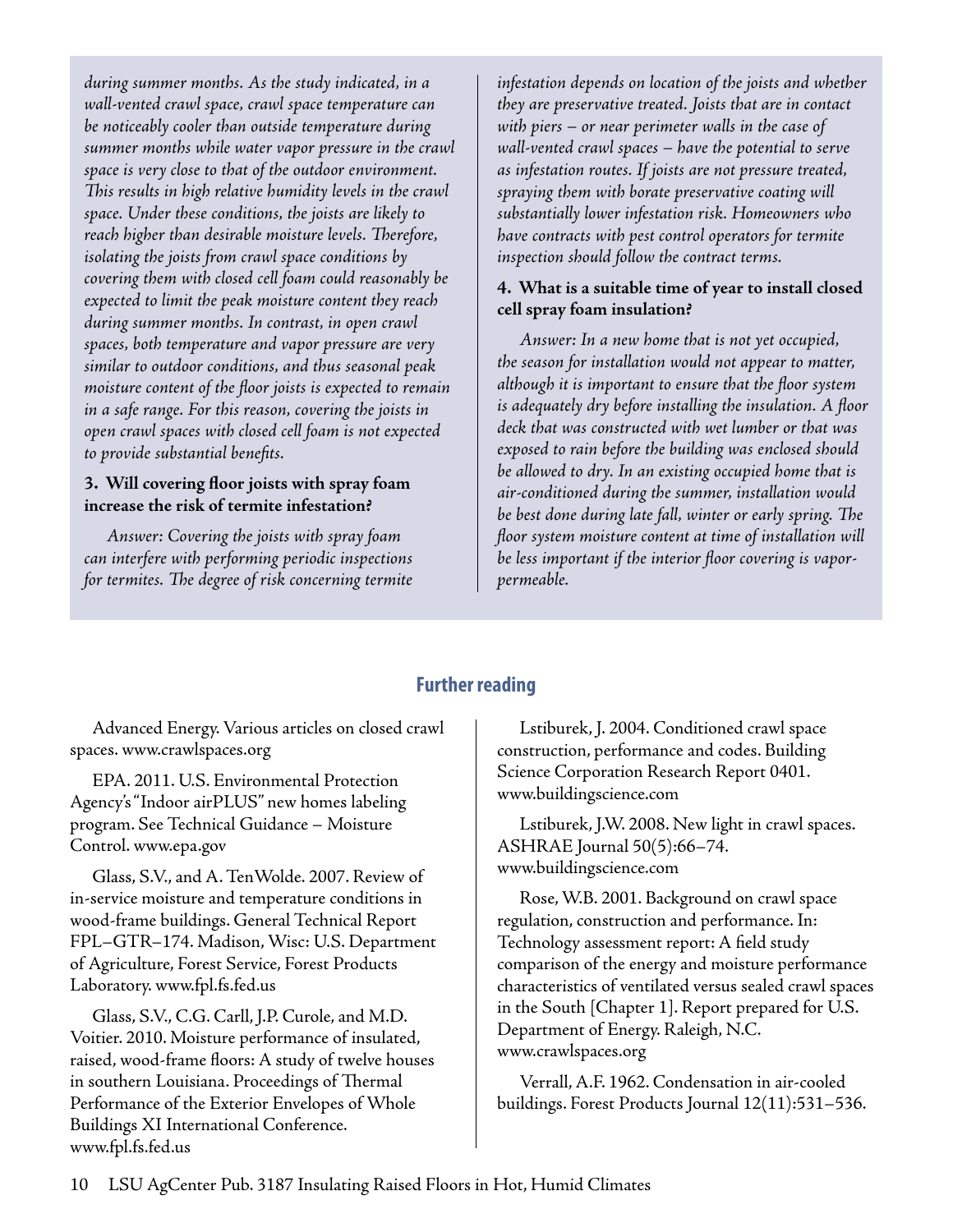*during summer months. As the study indicated, in a wall-vented crawl space, crawl space temperature can be noticeably cooler than outside temperature during summer months while water vapor pressure in the crawl space is very close to that of the outdoor environment. This results in high relative humidity levels in the crawl space. Under these conditions, the joists are likely to reach higher than desirable moisture levels. Therefore, isolating the joists from crawl space conditions by covering them with closed cell foam could reasonably be expected to limit the peak moisture content they reach during summer months. In contrast, in open crawl spaces, both temperature and vapor pressure are very similar to outdoor conditions, and thus seasonal peak moisture content of the floor joists is expected to remain in a safe range. For this reason, covering the joists in open crawl spaces with closed cell foam is not expected to provide substantial benefits.*

**3. Will covering floor joists with spray foam increase the risk of termite infestation?**

*Answer: Covering the joists with spray foam can interfere with performing periodic inspections for termites. The degree of risk concerning termite infestation depends on location of the joists and whether they are preservative treated. Joists that are in contact with piers – or near perimeter walls in the case of wall-vented crawl spaces – have the potential to serve as infestation routes. If joists are not pressure treated, spraying them with borate preservative coating will substantially lower infestation risk. Homeowners who have contracts with pest control operators for termite inspection should follow the contract terms.*

**4. What is a suitable time of year to install closed cell spray foam insulation?**

*Answer: In a new home that is not yet occupied, the season for installation would not appear to matter, although it is important to ensure that the floor system is adequately dry before installing the insulation. A floor deck that was constructed with wet lumber or that was exposed to rain before the building was enclosed should be allowed to dry. In an existing occupied home that is air-conditioned during the summer, installation would be best done during late fall, winter or early spring. The floor system moisture content at time of installation will be less important if the interior floor covering is vapor-permeable.*

## Further reading

Advanced Energy. Various articles on closed crawl spaces. www.crawlspaces.org

EPA. 2011. U.S. Environmental Protection Agency's "Indoor airPLUS" new homes labeling program. See Technical Guidance – Moisture Control. www.epa.gov

Glass, S.V., and A. TenWolde. 2007. Review of in-service moisture and temperature conditions in wood-frame buildings. General Technical Report FPL–GTR–174. Madison, Wisc: U.S. Department of Agriculture, Forest Service, Forest Products Laboratory. www.fpl.fs.fed.us

Glass, S.V., C.G. Carll, J.P. Curole, and M.D. Voitier. 2010. Moisture performance of insulated, raised, wood-frame floors: A study of twelve houses in southern Louisiana. Proceedings of Thermal Performance of the Exterior Envelopes of Whole Buildings XI International Conference. www.fpl.fs.fed.us

Lstiburek, J. 2004. Conditioned crawl space construction, performance and codes. Building Science Corporation Research Report 0401. www.buildingscience.com

Lstiburek, J.W. 2008. New light in crawl spaces. ASHRAE Journal 50(5):66–74. www.buildingscience.com

Rose, W.B. 2001. Background on crawl space regulation, construction and performance. In: Technology assessment report: A field study comparison of the energy and moisture performance characteristics of ventilated versus sealed crawl spaces in the South [Chapter 1]. Report prepared for U.S. Department of Energy. Raleigh, N.C. www.crawlspaces.org

Verrall, A.F. 1962. Condensation in air-cooled buildings. Forest Products Journal 12(11):531–536.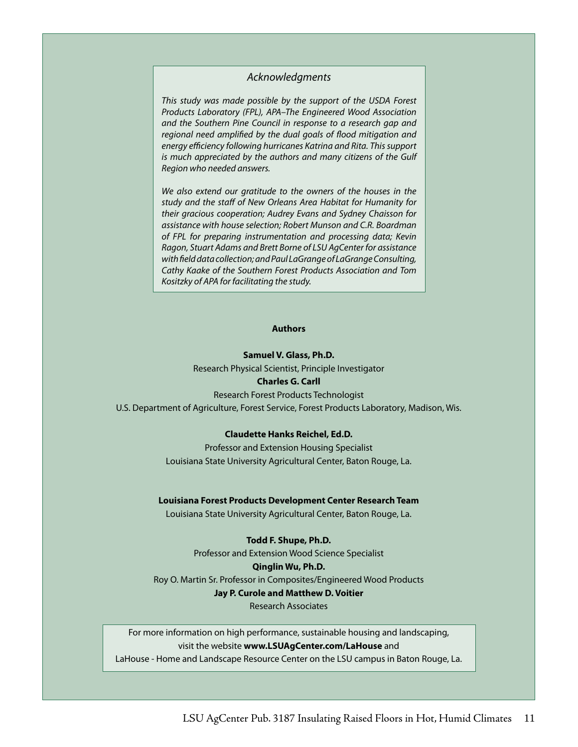## *Acknowledgments*

*This study was made possible by the support of the USDA Forest Products Laboratory (FPL), APA–The Engineered Wood Association and the Southern Pine Council in response to a research gap and regional need amplified by the dual goals of flood mitigation and energy efficiency following hurricanes Katrina and Rita. This support is much appreciated by the authors and many citizens of the Gulf Region who needed answers.*

*We also extend our gratitude to the owners of the houses in the study and the staff of New Orleans Area Habitat for Humanity for their gracious cooperation; Audrey Evans and Sydney Chaisson for assistance with house selection; Robert Munson and C.R. Boardman of FPL for preparing instrumentation and processing data; Kevin Ragon, Stuart Adams and Brett Borne of LSU AgCenter for assistance with field data collection; and Paul LaGrange of LaGrange Consulting, Cathy Kaake of the Southern Forest Products Association and Tom Kositzky of APA for facilitating the study.*

**Authors**

**Samuel V. Glass, Ph.D.**
Research Physical Scientist, Principle Investigator
**Charles G. Carll**
Research Forest Products Technologist
U.S. Department of Agriculture, Forest Service, Forest Products Laboratory, Madison, Wis.

**Claudette Hanks Reichel, Ed.D.**
Professor and Extension Housing Specialist
Louisiana State University Agricultural Center, Baton Rouge, La.

**Louisiana Forest Products Development Center Research Team**
Louisiana State University Agricultural Center, Baton Rouge, La.

**Todd F. Shupe, Ph.D.**
Professor and Extension Wood Science Specialist
**Qinglin Wu, Ph.D.**
Roy O. Martin Sr. Professor in Composites/Engineered Wood Products
**Jay P. Curole and Matthew D. Voitier**
Research Associates

For more information on high performance, sustainable housing and landscaping, visit the website **www.LSUAgCenter.com/LaHouse** and LaHouse - Home and Landscape Resource Center on the LSU campus in Baton Rouge, La.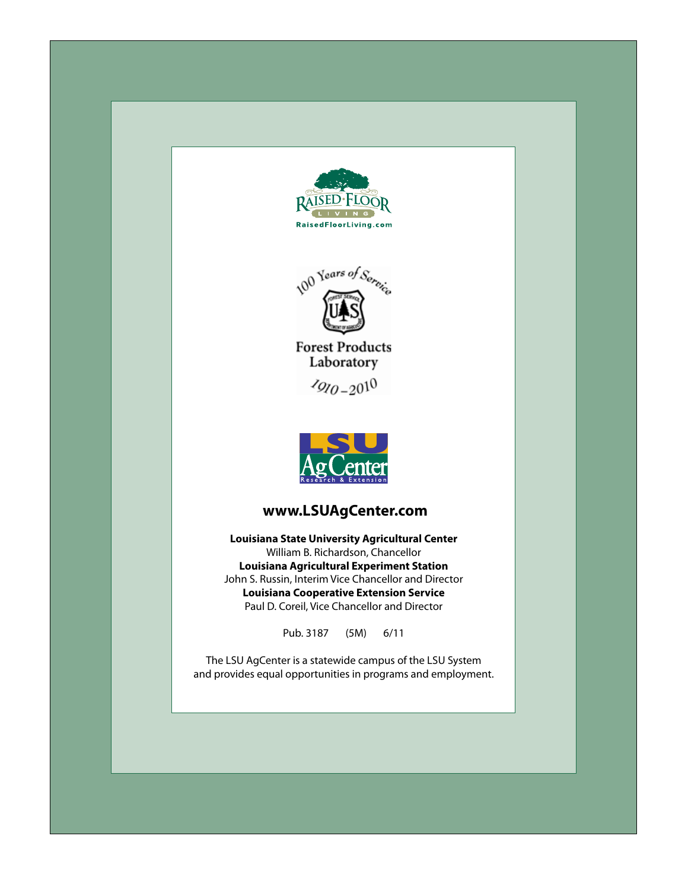RAISED FLOOR LIVING

RaisedFloorLiving.com

100 Years of Service

Forest Products Laboratory

1910 – 2010

LSU AgCenter

Research & Extension

**www.LSUAgCenter.com**

**Louisiana State University Agricultural Center**
William B. Richardson, Chancellor
**Louisiana Agricultural Experiment Station**
John S. Russin, Interim Vice Chancellor and Director
**Louisiana Cooperative Extension Service**
Paul D. Coreil, Vice Chancellor and Director

Pub. 3187 (5M) 6/11

The LSU AgCenter is a statewide campus of the LSU System and provides equal opportunities in programs and employment.